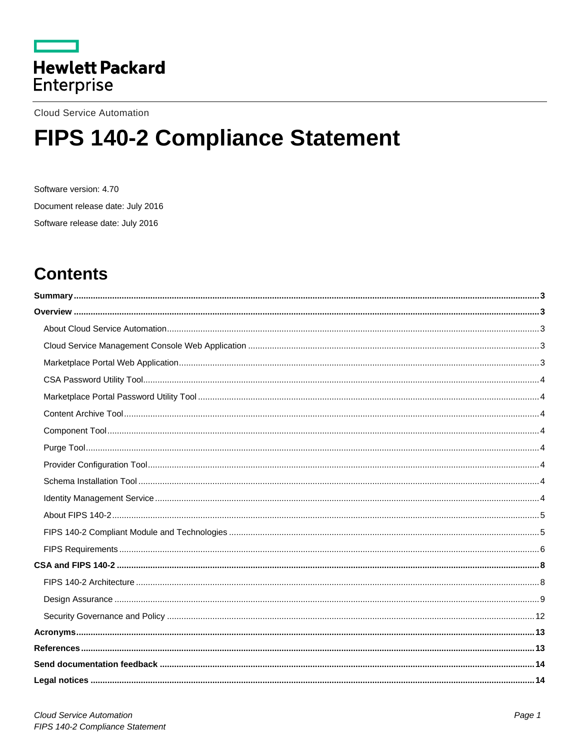Hewlett Packard Enterprise

Cloud Service Automation

# FIPS 140-2 Compliance Statement

Software version: 4.70

Document release date: July 2016

Software release date: July 2016

## Contents

**Summary** ..... 3

**Overview** ..... 3

- About Cloud Service Automation ..... 3
- Cloud Service Management Console Web Application ..... 3
- Marketplace Portal Web Application ..... 3
- CSA Password Utility Tool ..... 4
- Marketplace Portal Password Utility Tool ..... 4
- Content Archive Tool ..... 4
- Component Tool ..... 4
- Purge Tool ..... 4
- Provider Configuration Tool ..... 4
- Schema Installation Tool ..... 4
- Identity Management Service ..... 4
- About FIPS 140-2 ..... 5
- FIPS 140-2 Compliant Module and Technologies ..... 5
- FIPS Requirements ..... 6

**CSA and FIPS 140-2** ..... 8

- FIPS 140-2 Architecture ..... 8
- Design Assurance ..... 9
- Security Governance and Policy ..... 12

**Acronyms** ..... 13

**References** ..... 13

**Send documentation feedback** ..... 14

**Legal notices** ..... 14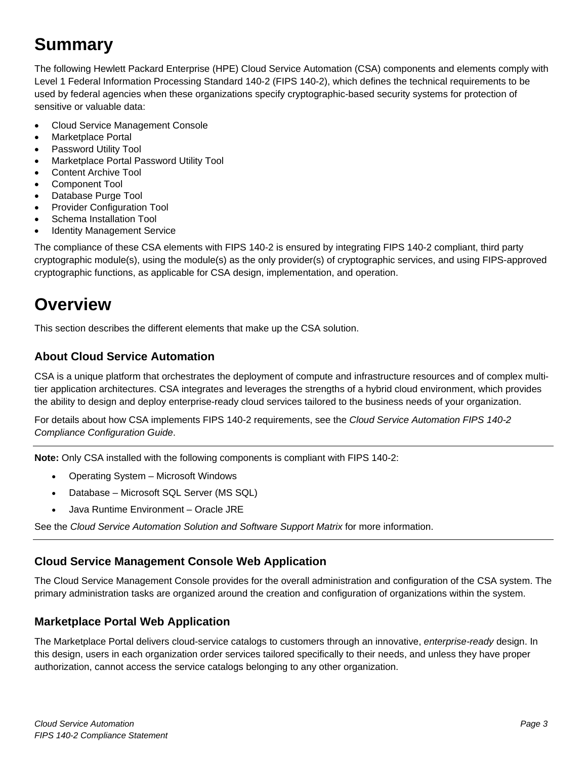# Summary

The following Hewlett Packard Enterprise (HPE) Cloud Service Automation (CSA) components and elements comply with Level 1 Federal Information Processing Standard 140-2 (FIPS 140-2), which defines the technical requirements to be used by federal agencies when these organizations specify cryptographic-based security systems for protection of sensitive or valuable data:

- Cloud Service Management Console
- Marketplace Portal
- Password Utility Tool
- Marketplace Portal Password Utility Tool
- Content Archive Tool
- Component Tool
- Database Purge Tool
- Provider Configuration Tool
- Schema Installation Tool
- Identity Management Service

The compliance of these CSA elements with FIPS 140-2 is ensured by integrating FIPS 140-2 compliant, third party cryptographic module(s), using the module(s) as the only provider(s) of cryptographic services, and using FIPS-approved cryptographic functions, as applicable for CSA design, implementation, and operation.

# Overview

This section describes the different elements that make up the CSA solution.

## About Cloud Service Automation

CSA is a unique platform that orchestrates the deployment of compute and infrastructure resources and of complex multi-tier application architectures. CSA integrates and leverages the strengths of a hybrid cloud environment, which provides the ability to design and deploy enterprise-ready cloud services tailored to the business needs of your organization.

For details about how CSA implements FIPS 140-2 requirements, see the *Cloud Service Automation FIPS 140-2 Compliance Configuration Guide*.

---

**Note:** Only CSA installed with the following components is compliant with FIPS 140-2:

- Operating System – Microsoft Windows
- Database – Microsoft SQL Server (MS SQL)
- Java Runtime Environment – Oracle JRE

See the *Cloud Service Automation Solution and Software Support Matrix* for more information.

---

## Cloud Service Management Console Web Application

The Cloud Service Management Console provides for the overall administration and configuration of the CSA system. The primary administration tasks are organized around the creation and configuration of organizations within the system.

## Marketplace Portal Web Application

The Marketplace Portal delivers cloud-service catalogs to customers through an innovative, *enterprise-ready* design. In this design, users in each organization order services tailored specifically to their needs, and unless they have proper authorization, cannot access the service catalogs belonging to any other organization.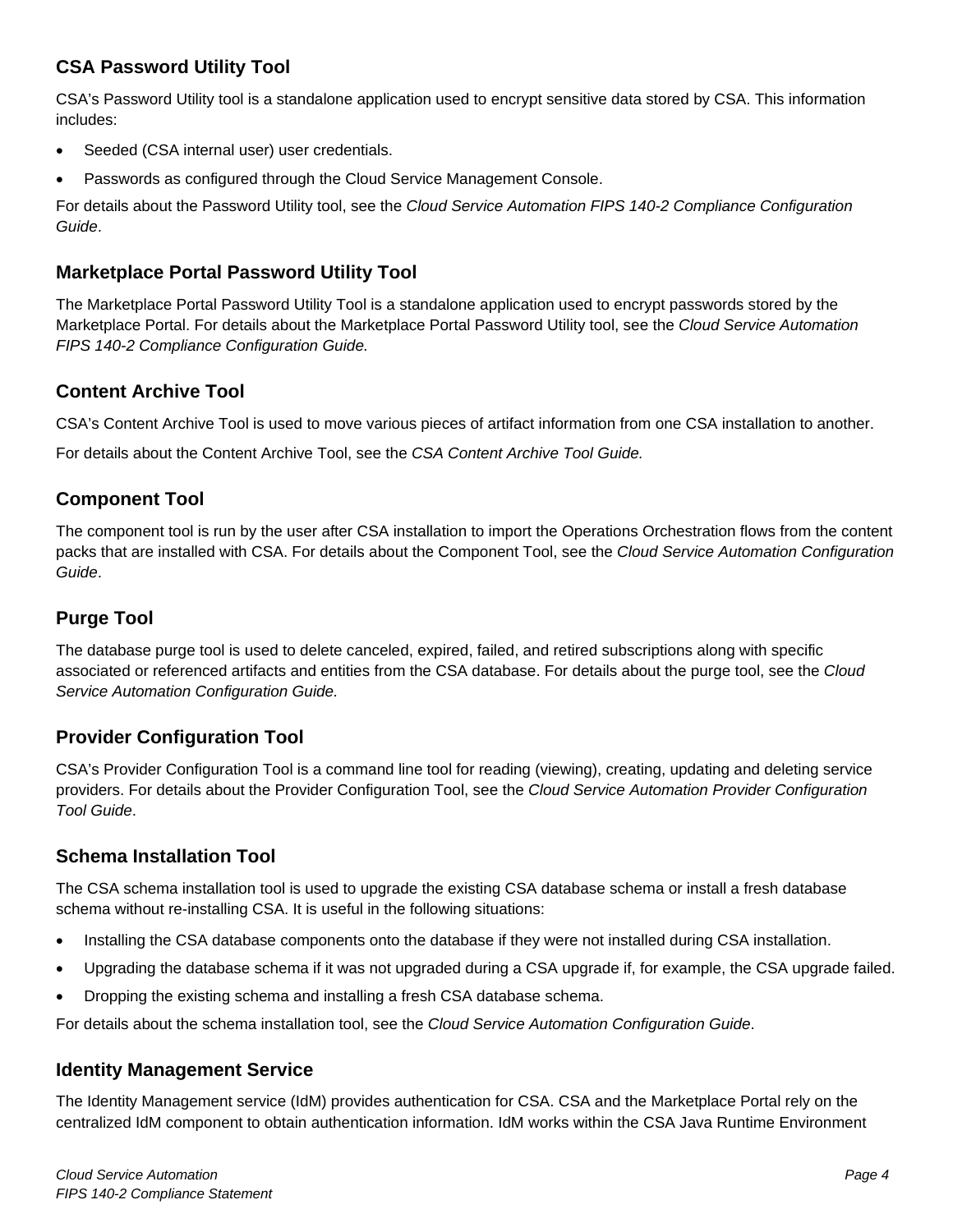### CSA Password Utility Tool

CSA's Password Utility tool is a standalone application used to encrypt sensitive data stored by CSA. This information includes:

- Seeded (CSA internal user) user credentials.
- Passwords as configured through the Cloud Service Management Console.

For details about the Password Utility tool, see the *Cloud Service Automation FIPS 140-2 Compliance Configuration Guide*.

### Marketplace Portal Password Utility Tool

The Marketplace Portal Password Utility Tool is a standalone application used to encrypt passwords stored by the Marketplace Portal. For details about the Marketplace Portal Password Utility tool, see the *Cloud Service Automation FIPS 140-2 Compliance Configuration Guide.*

### Content Archive Tool

CSA's Content Archive Tool is used to move various pieces of artifact information from one CSA installation to another.

For details about the Content Archive Tool, see the *CSA Content Archive Tool Guide.*

### Component Tool

The component tool is run by the user after CSA installation to import the Operations Orchestration flows from the content packs that are installed with CSA. For details about the Component Tool, see the *Cloud Service Automation Configuration Guide*.

### Purge Tool

The database purge tool is used to delete canceled, expired, failed, and retired subscriptions along with specific associated or referenced artifacts and entities from the CSA database. For details about the purge tool, see the *Cloud Service Automation Configuration Guide.*

### Provider Configuration Tool

CSA's Provider Configuration Tool is a command line tool for reading (viewing), creating, updating and deleting service providers. For details about the Provider Configuration Tool, see the *Cloud Service Automation Provider Configuration Tool Guide*.

### Schema Installation Tool

The CSA schema installation tool is used to upgrade the existing CSA database schema or install a fresh database schema without re-installing CSA. It is useful in the following situations:

- Installing the CSA database components onto the database if they were not installed during CSA installation.
- Upgrading the database schema if it was not upgraded during a CSA upgrade if, for example, the CSA upgrade failed.
- Dropping the existing schema and installing a fresh CSA database schema.

For details about the schema installation tool, see the *Cloud Service Automation Configuration Guide*.

### Identity Management Service

The Identity Management service (IdM) provides authentication for CSA. CSA and the Marketplace Portal rely on the centralized IdM component to obtain authentication information. IdM works within the CSA Java Runtime Environment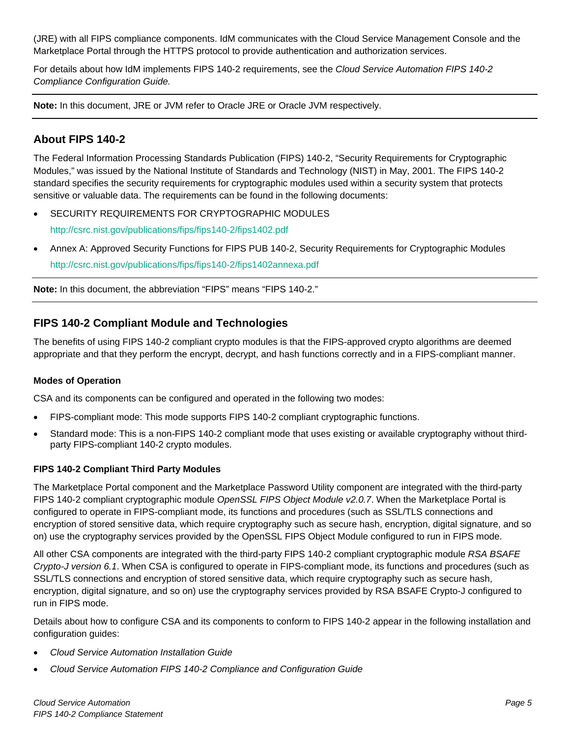(JRE) with all FIPS compliance components. IdM communicates with the Cloud Service Management Console and the Marketplace Portal through the HTTPS protocol to provide authentication and authorization services.

For details about how IdM implements FIPS 140-2 requirements, see the *Cloud Service Automation FIPS 140-2 Compliance Configuration Guide.*

---

**Note:** In this document, JRE or JVM refer to Oracle JRE or Oracle JVM respectively.

---

## About FIPS 140-2

The Federal Information Processing Standards Publication (FIPS) 140-2, "Security Requirements for Cryptographic Modules," was issued by the National Institute of Standards and Technology (NIST) in May, 2001. The FIPS 140-2 standard specifies the security requirements for cryptographic modules used within a security system that protects sensitive or valuable data. The requirements can be found in the following documents:

- SECURITY REQUIREMENTS FOR CRYPTOGRAPHIC MODULES

  http://csrc.nist.gov/publications/fips/fips140-2/fips1402.pdf

- Annex A: Approved Security Functions for FIPS PUB 140-2, Security Requirements for Cryptographic Modules

  http://csrc.nist.gov/publications/fips/fips140-2/fips1402annexa.pdf

---

**Note:** In this document, the abbreviation "FIPS" means "FIPS 140-2."

---

## FIPS 140-2 Compliant Module and Technologies

The benefits of using FIPS 140-2 compliant crypto modules is that the FIPS-approved crypto algorithms are deemed appropriate and that they perform the encrypt, decrypt, and hash functions correctly and in a FIPS-compliant manner.

#### Modes of Operation

CSA and its components can be configured and operated in the following two modes:

- FIPS-compliant mode: This mode supports FIPS 140-2 compliant cryptographic functions.
- Standard mode: This is a non-FIPS 140-2 compliant mode that uses existing or available cryptography without third-party FIPS-compliant 140-2 crypto modules.

#### FIPS 140-2 Compliant Third Party Modules

The Marketplace Portal component and the Marketplace Password Utility component are integrated with the third-party FIPS 140-2 compliant cryptographic module *OpenSSL FIPS Object Module v2.0.7*. When the Marketplace Portal is configured to operate in FIPS-compliant mode, its functions and procedures (such as SSL/TLS connections and encryption of stored sensitive data, which require cryptography such as secure hash, encryption, digital signature, and so on) use the cryptography services provided by the OpenSSL FIPS Object Module configured to run in FIPS mode.

All other CSA components are integrated with the third-party FIPS 140-2 compliant cryptographic module *RSA BSAFE Crypto-J version 6.1*. When CSA is configured to operate in FIPS-compliant mode, its functions and procedures (such as SSL/TLS connections and encryption of stored sensitive data, which require cryptography such as secure hash, encryption, digital signature, and so on) use the cryptography services provided by RSA BSAFE Crypto-J configured to run in FIPS mode.

Details about how to configure CSA and its components to conform to FIPS 140-2 appear in the following installation and configuration guides:

- *Cloud Service Automation Installation Guide*
- *Cloud Service Automation FIPS 140-2 Compliance and Configuration Guide*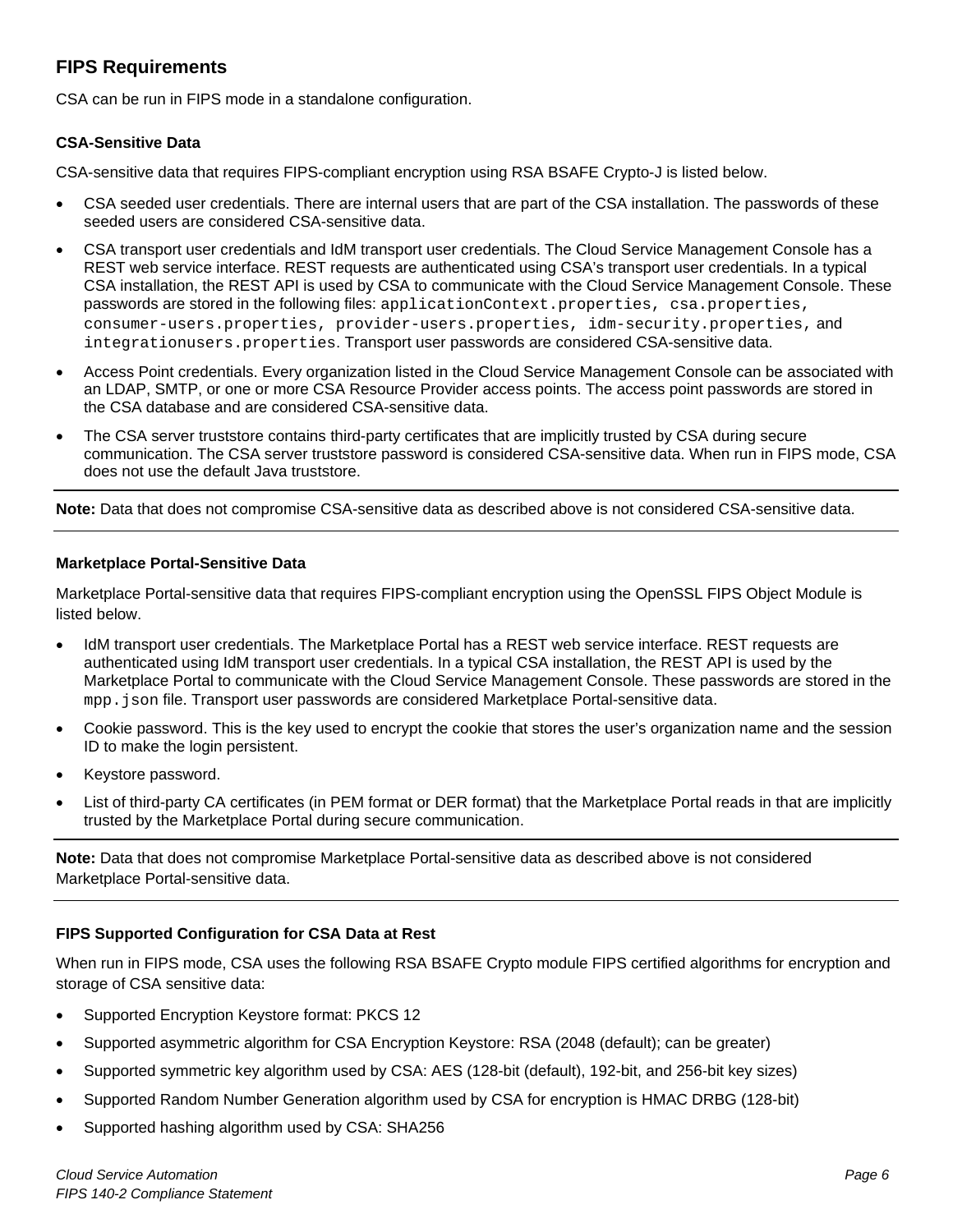## FIPS Requirements

CSA can be run in FIPS mode in a standalone configuration.

### CSA-Sensitive Data

CSA-sensitive data that requires FIPS-compliant encryption using RSA BSAFE Crypto-J is listed below.

- CSA seeded user credentials. There are internal users that are part of the CSA installation. The passwords of these seeded users are considered CSA-sensitive data.
- CSA transport user credentials and IdM transport user credentials. The Cloud Service Management Console has a REST web service interface. REST requests are authenticated using CSA's transport user credentials. In a typical CSA installation, the REST API is used by CSA to communicate with the Cloud Service Management Console. These passwords are stored in the following files: `applicationContext.properties`, `csa.properties`, `consumer-users.properties`, `provider-users.properties`, `idm-security.properties`, and `integrationusers.properties`. Transport user passwords are considered CSA-sensitive data.
- Access Point credentials. Every organization listed in the Cloud Service Management Console can be associated with an LDAP, SMTP, or one or more CSA Resource Provider access points. The access point passwords are stored in the CSA database and are considered CSA-sensitive data.
- The CSA server truststore contains third-party certificates that are implicitly trusted by CSA during secure communication. The CSA server truststore password is considered CSA-sensitive data. When run in FIPS mode, CSA does not use the default Java truststore.

---

**Note:** Data that does not compromise CSA-sensitive data as described above is not considered CSA-sensitive data.

---

### Marketplace Portal-Sensitive Data

Marketplace Portal-sensitive data that requires FIPS-compliant encryption using the OpenSSL FIPS Object Module is listed below.

- IdM transport user credentials. The Marketplace Portal has a REST web service interface. REST requests are authenticated using IdM transport user credentials. In a typical CSA installation, the REST API is used by the Marketplace Portal to communicate with the Cloud Service Management Console. These passwords are stored in the `mpp.json` file. Transport user passwords are considered Marketplace Portal-sensitive data.
- Cookie password. This is the key used to encrypt the cookie that stores the user's organization name and the session ID to make the login persistent.
- Keystore password.
- List of third-party CA certificates (in PEM format or DER format) that the Marketplace Portal reads in that are implicitly trusted by the Marketplace Portal during secure communication.

---

**Note:** Data that does not compromise Marketplace Portal-sensitive data as described above is not considered Marketplace Portal-sensitive data.

---

### FIPS Supported Configuration for CSA Data at Rest

When run in FIPS mode, CSA uses the following RSA BSAFE Crypto module FIPS certified algorithms for encryption and storage of CSA sensitive data:

- Supported Encryption Keystore format: PKCS 12
- Supported asymmetric algorithm for CSA Encryption Keystore: RSA (2048 (default); can be greater)
- Supported symmetric key algorithm used by CSA: AES (128-bit (default), 192-bit, and 256-bit key sizes)
- Supported Random Number Generation algorithm used by CSA for encryption is HMAC DRBG (128-bit)
- Supported hashing algorithm used by CSA: SHA256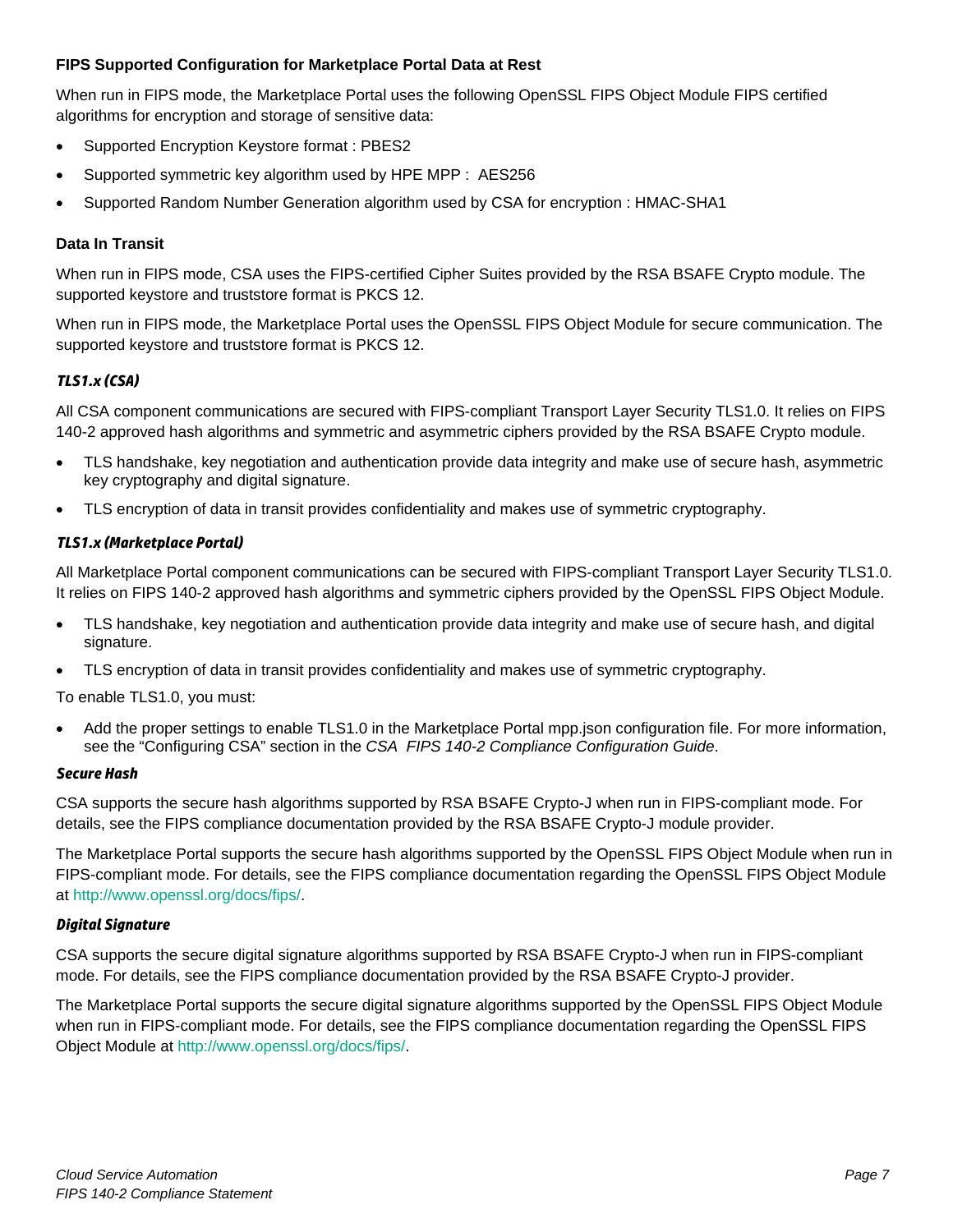### FIPS Supported Configuration for Marketplace Portal Data at Rest

When run in FIPS mode, the Marketplace Portal uses the following OpenSSL FIPS Object Module FIPS certified algorithms for encryption and storage of sensitive data:

- Supported Encryption Keystore format : PBES2
- Supported symmetric key algorithm used by HPE MPP : AES256
- Supported Random Number Generation algorithm used by CSA for encryption : HMAC-SHA1

### Data In Transit

When run in FIPS mode, CSA uses the FIPS-certified Cipher Suites provided by the RSA BSAFE Crypto module. The supported keystore and truststore format is PKCS 12.

When run in FIPS mode, the Marketplace Portal uses the OpenSSL FIPS Object Module for secure communication. The supported keystore and truststore format is PKCS 12.

#### *TLS1.x (CSA)*

All CSA component communications are secured with FIPS-compliant Transport Layer Security TLS1.0. It relies on FIPS 140-2 approved hash algorithms and symmetric and asymmetric ciphers provided by the RSA BSAFE Crypto module.

- TLS handshake, key negotiation and authentication provide data integrity and make use of secure hash, asymmetric key cryptography and digital signature.
- TLS encryption of data in transit provides confidentiality and makes use of symmetric cryptography.

#### *TLS1.x (Marketplace Portal)*

All Marketplace Portal component communications can be secured with FIPS-compliant Transport Layer Security TLS1.0. It relies on FIPS 140-2 approved hash algorithms and symmetric ciphers provided by the OpenSSL FIPS Object Module.

- TLS handshake, key negotiation and authentication provide data integrity and make use of secure hash, and digital signature.
- TLS encryption of data in transit provides confidentiality and makes use of symmetric cryptography.

To enable TLS1.0, you must:

- Add the proper settings to enable TLS1.0 in the Marketplace Portal mpp.json configuration file. For more information, see the "Configuring CSA" section in the *CSA FIPS 140-2 Compliance Configuration Guide*.

#### *Secure Hash*

CSA supports the secure hash algorithms supported by RSA BSAFE Crypto-J when run in FIPS-compliant mode. For details, see the FIPS compliance documentation provided by the RSA BSAFE Crypto-J module provider.

The Marketplace Portal supports the secure hash algorithms supported by the OpenSSL FIPS Object Module when run in FIPS-compliant mode. For details, see the FIPS compliance documentation regarding the OpenSSL FIPS Object Module at http://www.openssl.org/docs/fips/.

#### *Digital Signature*

CSA supports the secure digital signature algorithms supported by RSA BSAFE Crypto-J when run in FIPS-compliant mode. For details, see the FIPS compliance documentation provided by the RSA BSAFE Crypto-J provider.

The Marketplace Portal supports the secure digital signature algorithms supported by the OpenSSL FIPS Object Module when run in FIPS-compliant mode. For details, see the FIPS compliance documentation regarding the OpenSSL FIPS Object Module at http://www.openssl.org/docs/fips/.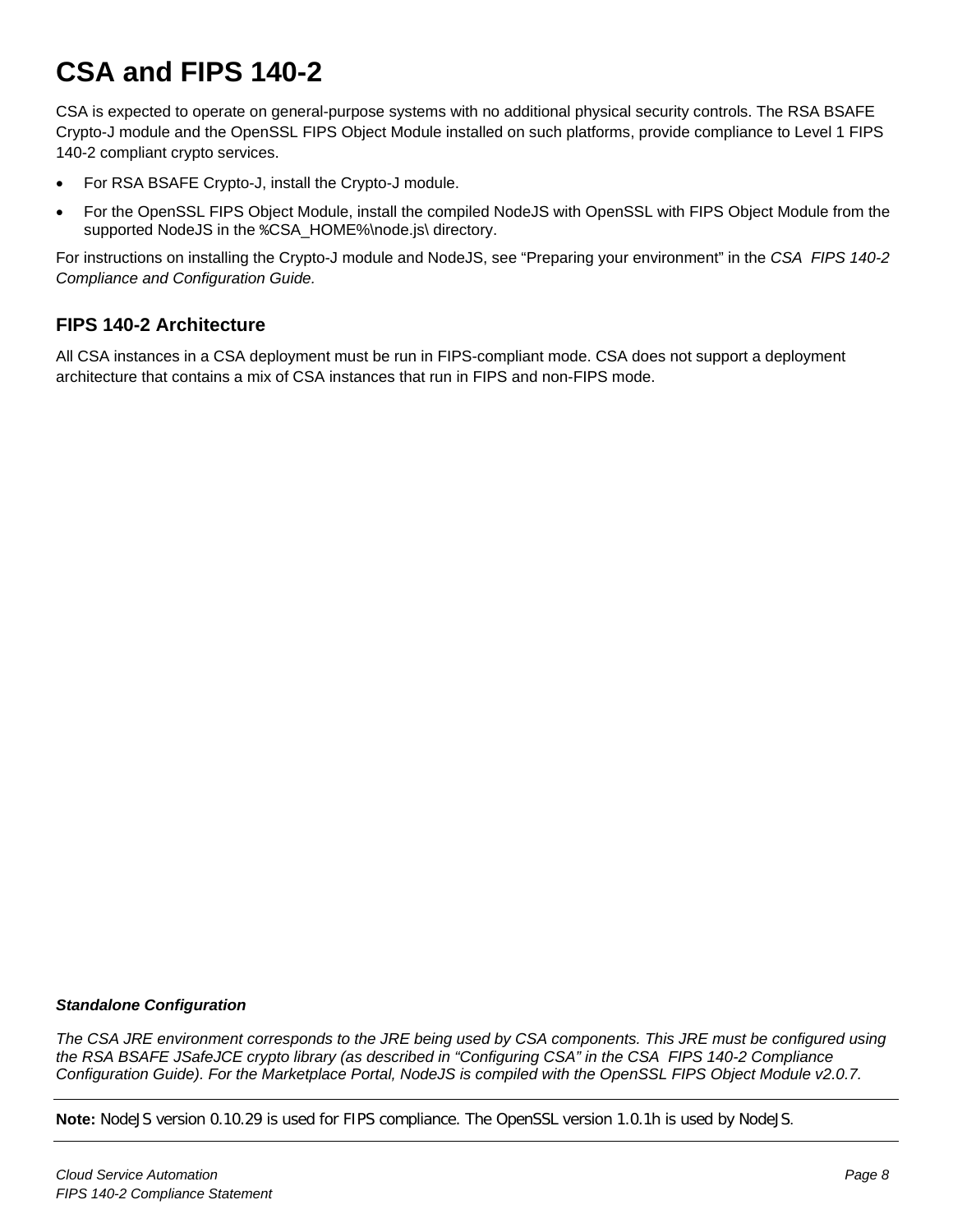# CSA and FIPS 140-2

CSA is expected to operate on general-purpose systems with no additional physical security controls. The RSA BSAFE Crypto-J module and the OpenSSL FIPS Object Module installed on such platforms, provide compliance to Level 1 FIPS 140-2 compliant crypto services.

- For RSA BSAFE Crypto-J, install the Crypto-J module.
- For the OpenSSL FIPS Object Module, install the compiled NodeJS with OpenSSL with FIPS Object Module from the supported NodeJS in the %CSA_HOME%\node.js\ directory.

For instructions on installing the Crypto-J module and NodeJS, see "Preparing your environment" in the *CSA FIPS 140-2 Compliance and Configuration Guide.*

## FIPS 140-2 Architecture

All CSA instances in a CSA deployment must be run in FIPS-compliant mode. CSA does not support a deployment architecture that contains a mix of CSA instances that run in FIPS and non-FIPS mode.

***Standalone Configuration***

*The CSA JRE environment corresponds to the JRE being used by CSA components. This JRE must be configured using the RSA BSAFE JSafeJCE crypto library (as described in "Configuring CSA" in the CSA FIPS 140-2 Compliance Configuration Guide). For the Marketplace Portal, NodeJS is compiled with the OpenSSL FIPS Object Module v2.0.7.*

---

**Note:** NodeJS version 0.10.29 is used for FIPS compliance. The OpenSSL version 1.0.1h is used by NodeJS.

---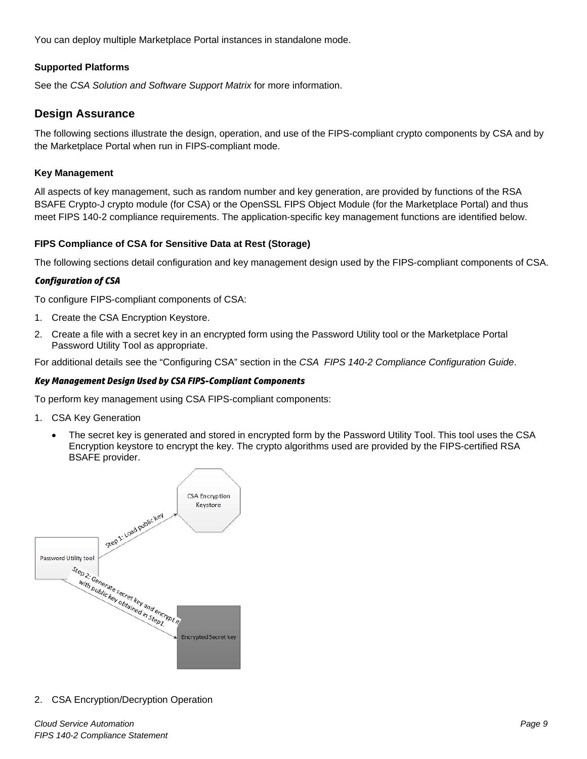You can deploy multiple Marketplace Portal instances in standalone mode.

#### Supported Platforms

See the *CSA Solution and Software Support Matrix* for more information.

## Design Assurance

The following sections illustrate the design, operation, and use of the FIPS-compliant crypto components by CSA and by the Marketplace Portal when run in FIPS-compliant mode.

#### Key Management

All aspects of key management, such as random number and key generation, are provided by functions of the RSA BSAFE Crypto-J crypto module (for CSA) or the OpenSSL FIPS Object Module (for the Marketplace Portal) and thus meet FIPS 140-2 compliance requirements. The application-specific key management functions are identified below.

#### FIPS Compliance of CSA for Sensitive Data at Rest (Storage)

The following sections detail configuration and key management design used by the FIPS-compliant components of CSA.

***Configuration of CSA***

To configure FIPS-compliant components of CSA:

1. Create the CSA Encryption Keystore.
2. Create a file with a secret key in an encrypted form using the Password Utility tool or the Marketplace Portal Password Utility Tool as appropriate.

For additional details see the "Configuring CSA" section in the *CSA FIPS 140-2 Compliance Configuration Guide*.

***Key Management Design Used by CSA FIPS-Compliant Components***

To perform key management using CSA FIPS-compliant components:

1. CSA Key Generation
   - The secret key is generated and stored in encrypted form by the Password Utility Tool. This tool uses the CSA Encryption keystore to encrypt the key. The crypto algorithms used are provided by the FIPS-certified RSA BSAFE provider.

CSA Encryption Keystore

Step 1: Load public key

Password Utility tool

Step 2: Generate secret key and encrypt it with public key obtained in Step1.

Encrypted Secret key

2. CSA Encryption/Decryption Operation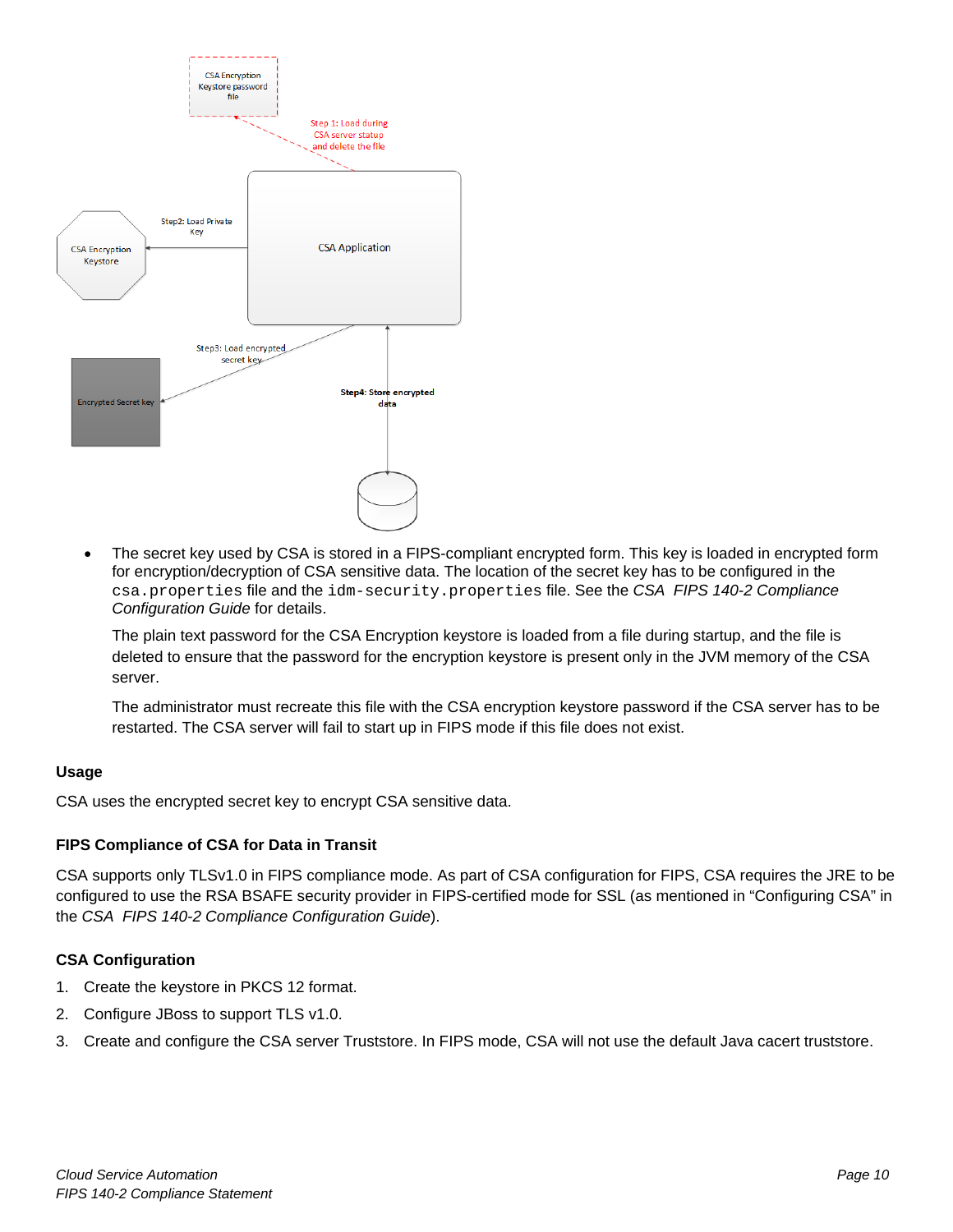- The secret key used by CSA is stored in a FIPS-compliant encrypted form. This key is loaded in encrypted form for encryption/decryption of CSA sensitive data. The location of the secret key has to be configured in the `csa.properties` file and the `idm-security.properties` file. See the *CSA FIPS 140-2 Compliance Configuration Guide* for details.

  The plain text password for the CSA Encryption keystore is loaded from a file during startup, and the file is deleted to ensure that the password for the encryption keystore is present only in the JVM memory of the CSA server.

  The administrator must recreate this file with the CSA encryption keystore password if the CSA server has to be restarted. The CSA server will fail to start up in FIPS mode if this file does not exist.

### Usage

CSA uses the encrypted secret key to encrypt CSA sensitive data.

### FIPS Compliance of CSA for Data in Transit

CSA supports only TLSv1.0 in FIPS compliance mode. As part of CSA configuration for FIPS, CSA requires the JRE to be configured to use the RSA BSAFE security provider in FIPS-certified mode for SSL (as mentioned in “Configuring CSA” in the *CSA FIPS 140-2 Compliance Configuration Guide*).

### CSA Configuration

1. Create the keystore in PKCS 12 format.
2. Configure JBoss to support TLS v1.0.
3. Create and configure the CSA server Truststore. In FIPS mode, CSA will not use the default Java cacert truststore.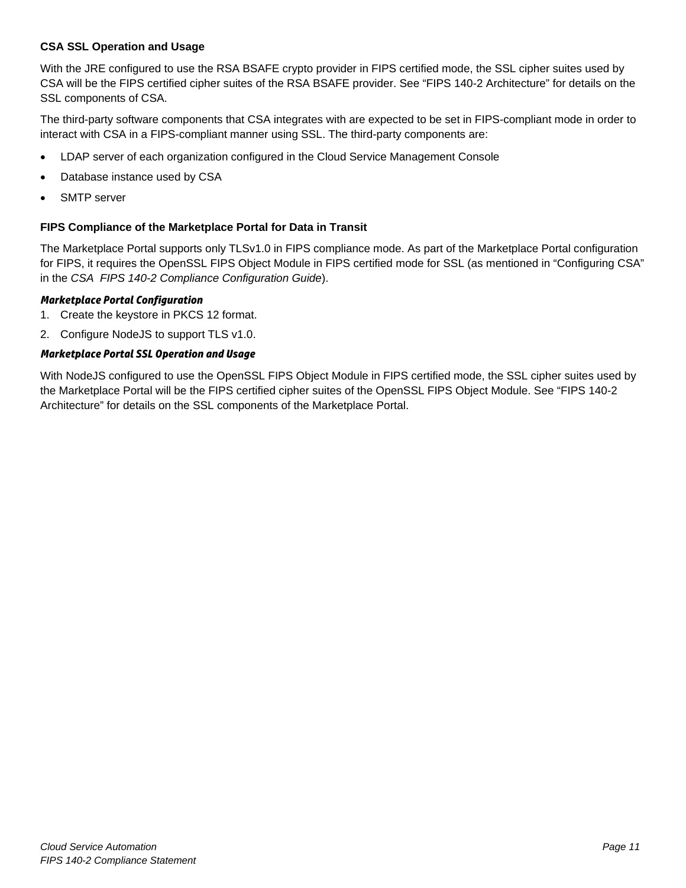### CSA SSL Operation and Usage

With the JRE configured to use the RSA BSAFE crypto provider in FIPS certified mode, the SSL cipher suites used by CSA will be the FIPS certified cipher suites of the RSA BSAFE provider. See “FIPS 140-2 Architecture” for details on the SSL components of CSA.

The third-party software components that CSA integrates with are expected to be set in FIPS-compliant mode in order to interact with CSA in a FIPS-compliant manner using SSL. The third-party components are:

- LDAP server of each organization configured in the Cloud Service Management Console
- Database instance used by CSA
- SMTP server

### FIPS Compliance of the Marketplace Portal for Data in Transit

The Marketplace Portal supports only TLSv1.0 in FIPS compliance mode. As part of the Marketplace Portal configuration for FIPS, it requires the OpenSSL FIPS Object Module in FIPS certified mode for SSL (as mentioned in “Configuring CSA” in the *CSA FIPS 140-2 Compliance Configuration Guide*).

#### *Marketplace Portal Configuration*

1. Create the keystore in PKCS 12 format.
2. Configure NodeJS to support TLS v1.0.

#### *Marketplace Portal SSL Operation and Usage*

With NodeJS configured to use the OpenSSL FIPS Object Module in FIPS certified mode, the SSL cipher suites used by the Marketplace Portal will be the FIPS certified cipher suites of the OpenSSL FIPS Object Module. See “FIPS 140-2 Architecture” for details on the SSL components of the Marketplace Portal.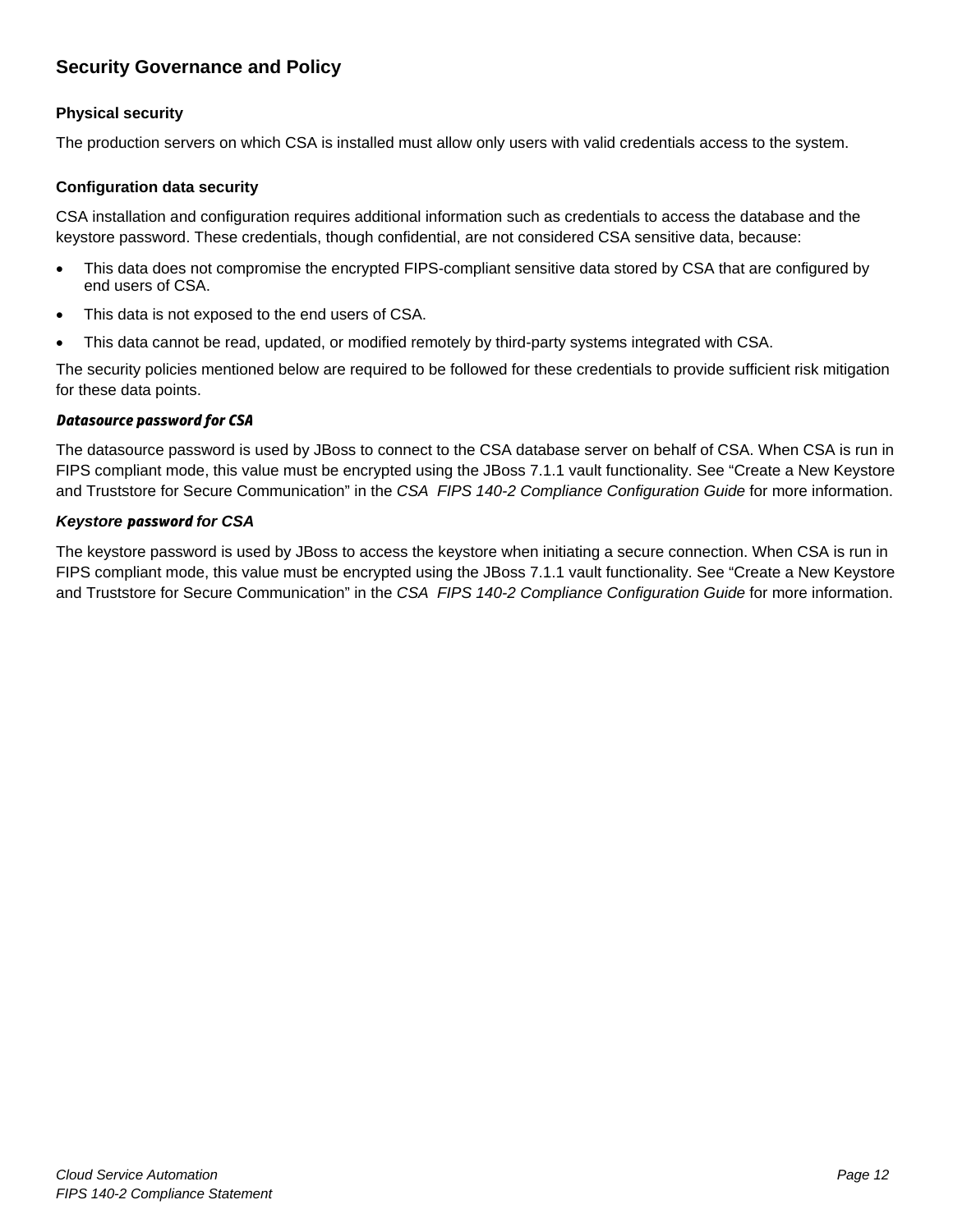## Security Governance and Policy

### Physical security

The production servers on which CSA is installed must allow only users with valid credentials access to the system.

### Configuration data security

CSA installation and configuration requires additional information such as credentials to access the database and the keystore password. These credentials, though confidential, are not considered CSA sensitive data, because:

- This data does not compromise the encrypted FIPS-compliant sensitive data stored by CSA that are configured by end users of CSA.
- This data is not exposed to the end users of CSA.
- This data cannot be read, updated, or modified remotely by third-party systems integrated with CSA.

The security policies mentioned below are required to be followed for these credentials to provide sufficient risk mitigation for these data points.

#### *Datasource password for CSA*

The datasource password is used by JBoss to connect to the CSA database server on behalf of CSA. When CSA is run in FIPS compliant mode, this value must be encrypted using the JBoss 7.1.1 vault functionality. See "Create a New Keystore and Truststore for Secure Communication" in the *CSA FIPS 140-2 Compliance Configuration Guide* for more information.

#### *Keystore password for CSA*

The keystore password is used by JBoss to access the keystore when initiating a secure connection. When CSA is run in FIPS compliant mode, this value must be encrypted using the JBoss 7.1.1 vault functionality. See "Create a New Keystore and Truststore for Secure Communication" in the *CSA FIPS 140-2 Compliance Configuration Guide* for more information.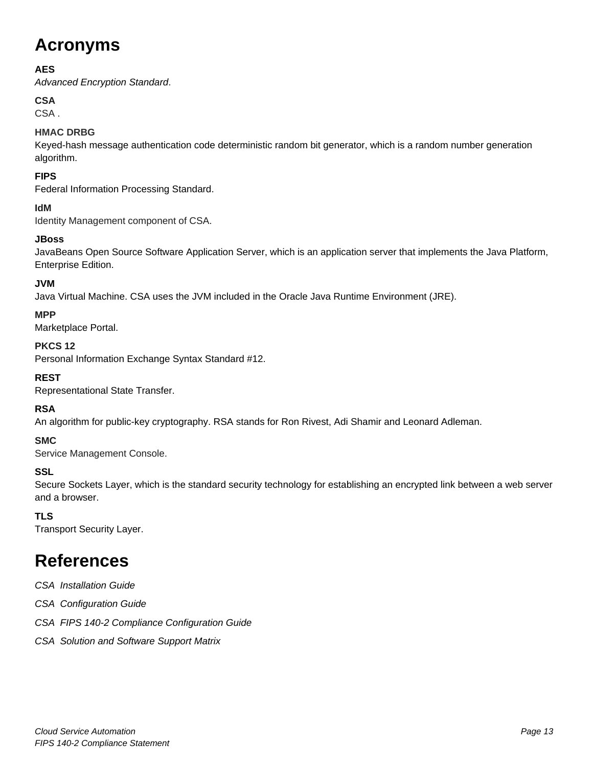# Acronyms

**AES**
*Advanced Encryption Standard*.

**CSA**
CSA .

**HMAC DRBG**
Keyed-hash message authentication code deterministic random bit generator, which is a random number generation algorithm.

**FIPS**
Federal Information Processing Standard.

**IdM**
Identity Management component of CSA.

**JBoss**
JavaBeans Open Source Software Application Server, which is an application server that implements the Java Platform, Enterprise Edition.

**JVM**
Java Virtual Machine. CSA uses the JVM included in the Oracle Java Runtime Environment (JRE).

**MPP**
Marketplace Portal.

**PKCS 12**
Personal Information Exchange Syntax Standard #12.

**REST**
Representational State Transfer.

**RSA**
An algorithm for public-key cryptography. RSA stands for Ron Rivest, Adi Shamir and Leonard Adleman.

**SMC**
Service Management Console.

**SSL**
Secure Sockets Layer, which is the standard security technology for establishing an encrypted link between a web server and a browser.

**TLS**
Transport Security Layer.

# References

*CSA Installation Guide*

*CSA Configuration Guide*

*CSA FIPS 140-2 Compliance Configuration Guide*

*CSA Solution and Software Support Matrix*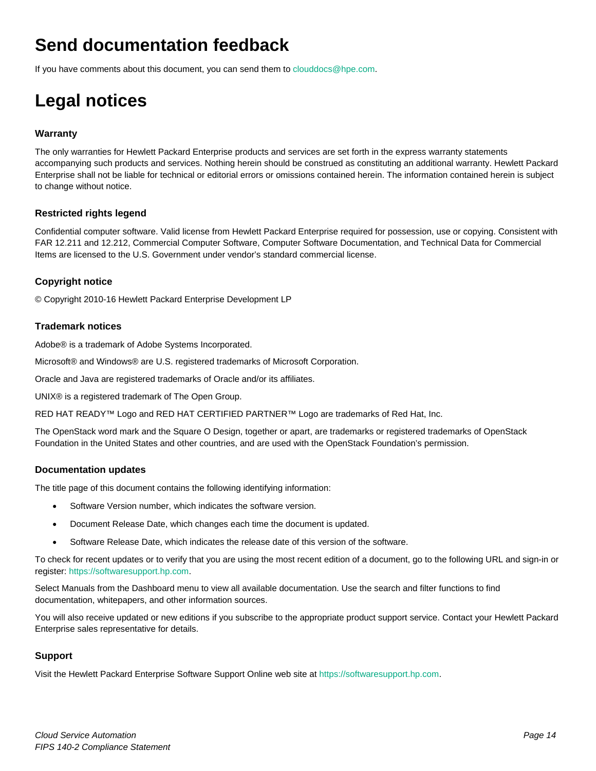# Send documentation feedback

If you have comments about this document, you can send them to clouddocs@hpe.com.

# Legal notices

### Warranty

The only warranties for Hewlett Packard Enterprise products and services are set forth in the express warranty statements accompanying such products and services. Nothing herein should be construed as constituting an additional warranty. Hewlett Packard Enterprise shall not be liable for technical or editorial errors or omissions contained herein. The information contained herein is subject to change without notice.

### Restricted rights legend

Confidential computer software. Valid license from Hewlett Packard Enterprise required for possession, use or copying. Consistent with FAR 12.211 and 12.212, Commercial Computer Software, Computer Software Documentation, and Technical Data for Commercial Items are licensed to the U.S. Government under vendor's standard commercial license.

### Copyright notice

© Copyright 2010-16 Hewlett Packard Enterprise Development LP

### Trademark notices

Adobe® is a trademark of Adobe Systems Incorporated.

Microsoft® and Windows® are U.S. registered trademarks of Microsoft Corporation.

Oracle and Java are registered trademarks of Oracle and/or its affiliates.

UNIX® is a registered trademark of The Open Group.

RED HAT READY™ Logo and RED HAT CERTIFIED PARTNER™ Logo are trademarks of Red Hat, Inc.

The OpenStack word mark and the Square O Design, together or apart, are trademarks or registered trademarks of OpenStack Foundation in the United States and other countries, and are used with the OpenStack Foundation's permission.

### Documentation updates

The title page of this document contains the following identifying information:

- Software Version number, which indicates the software version.
- Document Release Date, which changes each time the document is updated.
- Software Release Date, which indicates the release date of this version of the software.

To check for recent updates or to verify that you are using the most recent edition of a document, go to the following URL and sign-in or register: https://softwaresupport.hp.com.

Select Manuals from the Dashboard menu to view all available documentation. Use the search and filter functions to find documentation, whitepapers, and other information sources.

You will also receive updated or new editions if you subscribe to the appropriate product support service. Contact your Hewlett Packard Enterprise sales representative for details.

### Support

Visit the Hewlett Packard Enterprise Software Support Online web site at https://softwaresupport.hp.com.